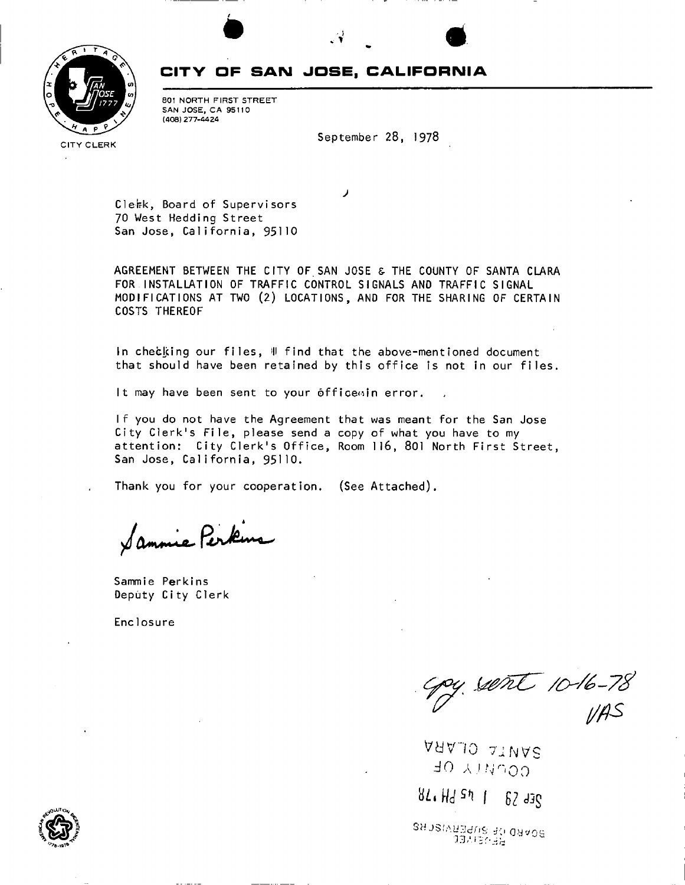# CITY OF SAN JOSE, CALIFORNIA

801 NORTH FIRST STREET
SAN JOSE, CA 95110
(408) 277-4424

CITY CLERK

September 28, 1978

Clerk, Board of Supervisors
70 West Hedding Street
San Jose, California, 95110

AGREEMENT BETWEEN THE CITY OF SAN JOSE & THE COUNTY OF SANTA CLARA FOR INSTALLATION OF TRAFFIC CONTROL SIGNALS AND TRAFFIC SIGNAL MODIFICATIONS AT TWO (2) LOCATIONS, AND FOR THE SHARING OF CERTAIN COSTS THEREOF

In checking our files, I find that the above-mentioned document that should have been retained by this office is not in our files.

It may have been sent to your office in error.

If you do not have the Agreement that was meant for the San Jose City Clerk's File, please send a copy of what you have to my attention: City Clerk's Office, Room 116, 801 North First Street, San Jose, California, 95110.

Thank you for your cooperation. (See Attached).

Sammie Perkins

Sammie Perkins
Deputy City Clerk

Enclosure

Copy sent 10-16-78
VAS

SANTA CLARA
COUNTY OF
SEP 29 1 45 PM '78
BOARD OF SUPERVISORS
RECEIVED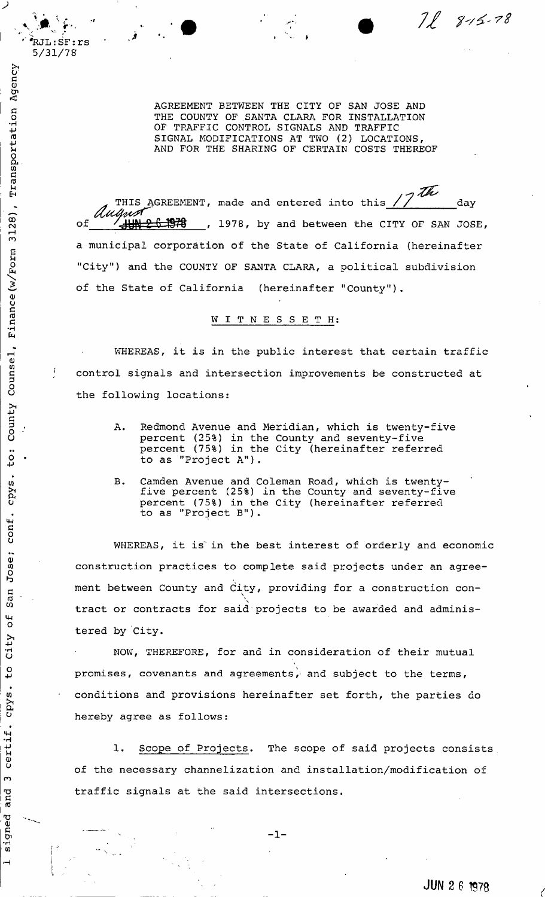RJL:SF:rs
5/31/78

7l 8-15-78

AGREEMENT BETWEEN THE CITY OF SAN JOSE AND THE COUNTY OF SANTA CLARA FOR INSTALLATION OF TRAFFIC CONTROL SIGNALS AND TRAFFIC SIGNAL MODIFICATIONS AT TWO (2) LOCATIONS, AND FOR THE SHARING OF CERTAIN COSTS THEREOF

THIS AGREEMENT, made and entered into this 17th day of August ~~JUN 26 1978~~, 1978, by and between the CITY OF SAN JOSE, a municipal corporation of the State of California (hereinafter "City") and the COUNTY OF SANTA CLARA, a political subdivision of the State of California (hereinafter "County").

W I T N E S S E T H:

WHEREAS, it is in the public interest that certain traffic control signals and intersection improvements be constructed at the following locations:

A. Redmond Avenue and Meridian, which is twenty-five percent (25%) in the County and seventy-five percent (75%) in the City (hereinafter referred to as "Project A").

B. Camden Avenue and Coleman Road, which is twenty-five percent (25%) in the County and seventy-five percent (75%) in the City (hereinafter referred to as "Project B").

WHEREAS, it is in the best interest of orderly and economic construction practices to complete said projects under an agreement between County and City, providing for a construction contract or contracts for said projects to be awarded and administered by City.

NOW, THEREFORE, for and in consideration of their mutual promises, covenants and agreements, and subject to the terms, conditions and provisions hereinafter set forth, the parties do hereby agree as follows:

1. Scope of Projects. The scope of said projects consists of the necessary channelization and installation/modification of traffic signals at the said intersections.

1 signed and 3 certif. cpys. to City of San Jose; conf. cpys. to: County Counsel, Finance (w/Form 3128), Transportation Agency

JUN 26 1978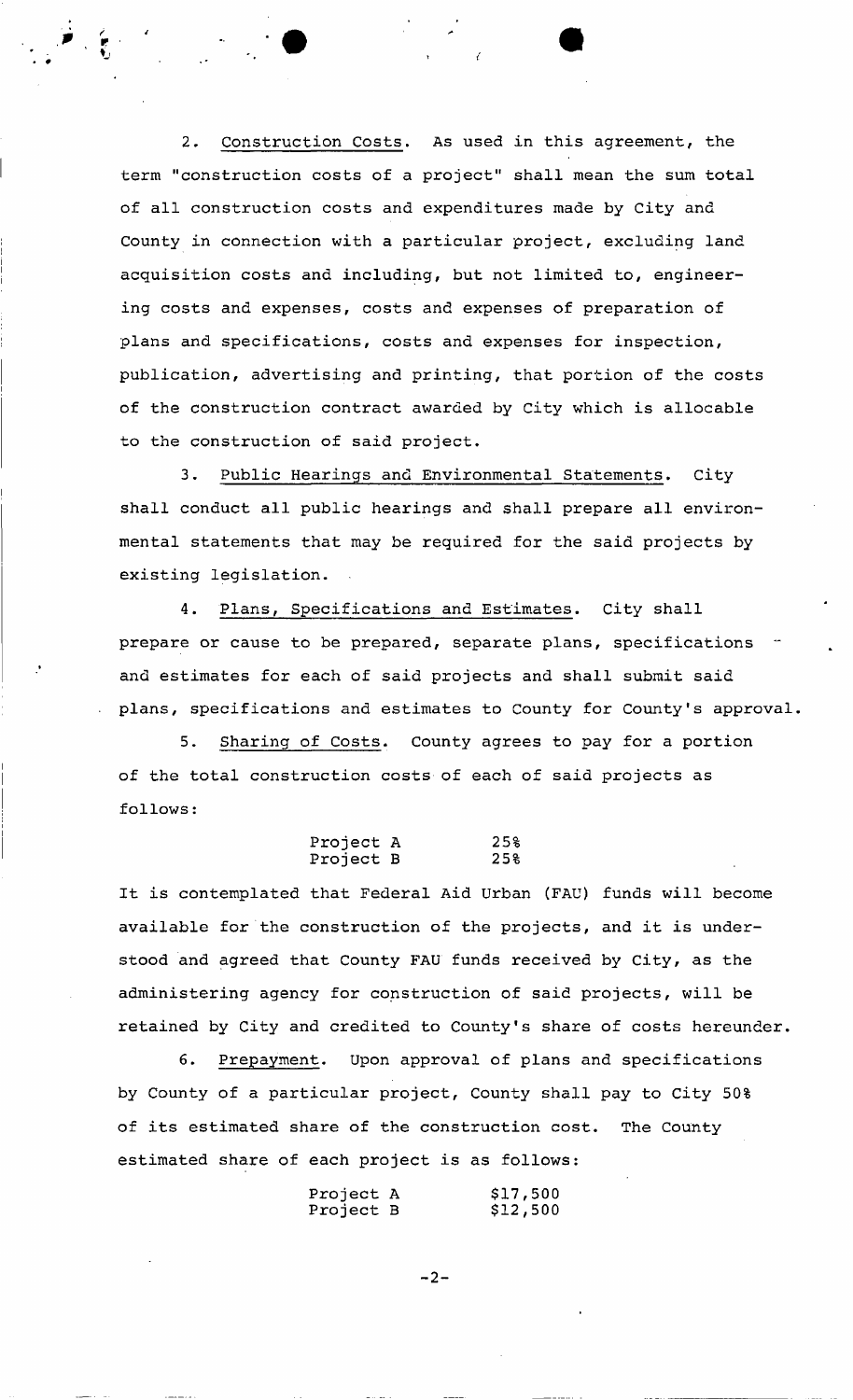2. Construction Costs. As used in this agreement, the term "construction costs of a project" shall mean the sum total of all construction costs and expenditures made by City and County in connection with a particular project, excluding land acquisition costs and including, but not limited to, engineering costs and expenses, costs and expenses of preparation of plans and specifications, costs and expenses for inspection, publication, advertising and printing, that portion of the costs of the construction contract awarded by City which is allocable to the construction of said project.

3. Public Hearings and Environmental Statements. City shall conduct all public hearings and shall prepare all environmental statements that may be required for the said projects by existing legislation.

4. Plans, Specifications and Estimates. City shall prepare or cause to be prepared, separate plans, specifications and estimates for each of said projects and shall submit said plans, specifications and estimates to County for County's approval.

5. Sharing of Costs. County agrees to pay for a portion of the total construction costs of each of said projects as follows:

| | |
|---|---|
| Project A | 25% |
| Project B | 25% |

It is contemplated that Federal Aid Urban (FAU) funds will become available for the construction of the projects, and it is understood and agreed that County FAU funds received by City, as the administering agency for construction of said projects, will be retained by City and credited to County's share of costs hereunder.

6. Prepayment. Upon approval of plans and specifications by County of a particular project, County shall pay to City 50% of its estimated share of the construction cost. The County estimated share of each project is as follows:

| | |
|---|---|
| Project A | $17,500 |
| Project B | $12,500 |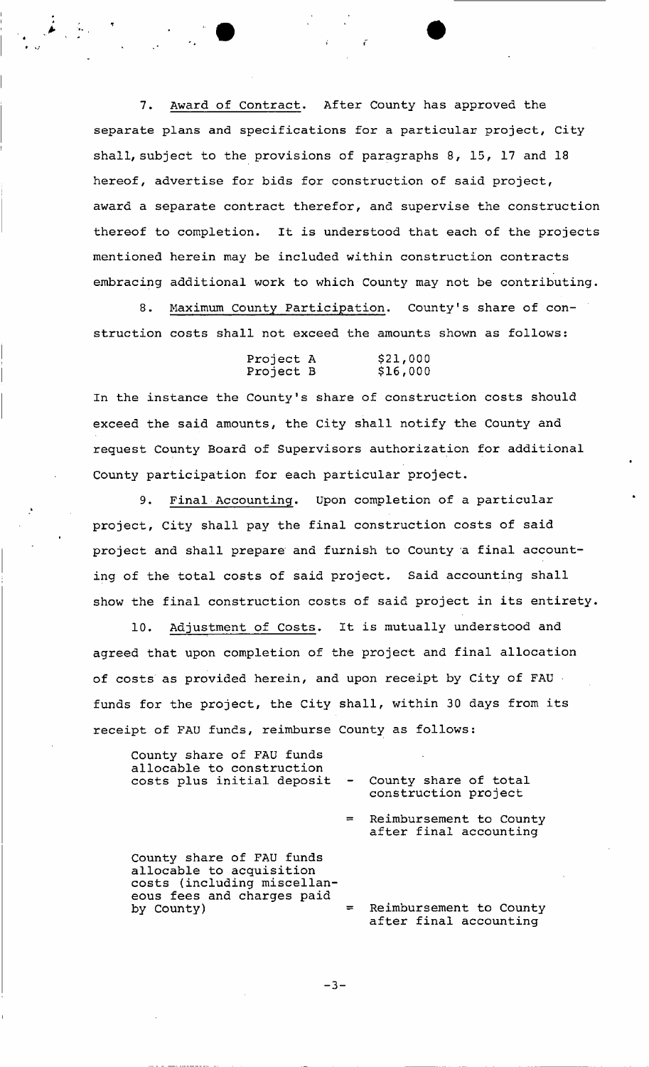7. Award of Contract. After County has approved the separate plans and specifications for a particular project, City shall, subject to the provisions of paragraphs 8, 15, 17 and 18 hereof, advertise for bids for construction of said project, award a separate contract therefor, and supervise the construction thereof to completion. It is understood that each of the projects mentioned herein may be included within construction contracts embracing additional work to which County may not be contributing.

8. Maximum County Participation. County's share of construction costs shall not exceed the amounts shown as follows:

| | |
|---|---|
| Project A | $21,000 |
| Project B | $16,000 |

In the instance the County's share of construction costs should exceed the said amounts, the City shall notify the County and request County Board of Supervisors authorization for additional County participation for each particular project.

9. Final Accounting. Upon completion of a particular project, City shall pay the final construction costs of said project and shall prepare and furnish to County a final accounting of the total costs of said project. Said accounting shall show the final construction costs of said project in its entirety.

10. Adjustment of Costs. It is mutually understood and agreed that upon completion of the project and final allocation of costs as provided herein, and upon receipt by City of FAU funds for the project, the City shall, within 30 days from its receipt of FAU funds, reimburse County as follows:

County share of FAU funds allocable to construction costs plus initial deposit - County share of total construction project

= Reimbursement to County after final accounting

County share of FAU funds allocable to acquisition costs (including miscellaneous fees and charges paid by County) = Reimbursement to County after final accounting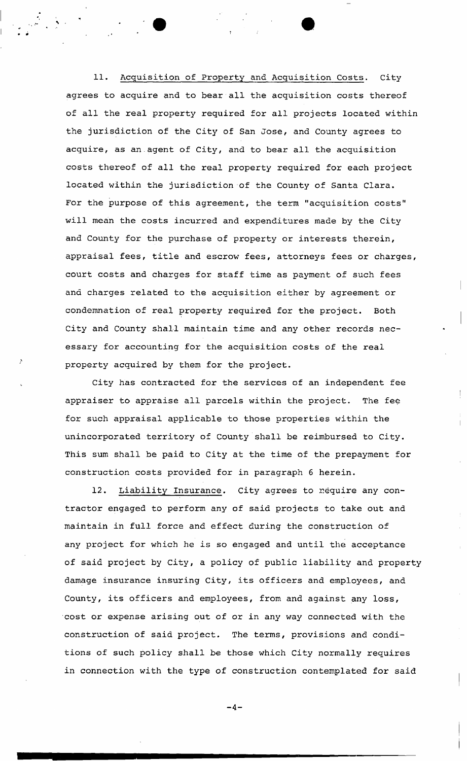11. Acquisition of Property and Acquisition Costs. City agrees to acquire and to bear all the acquisition costs thereof of all the real property required for all projects located within the jurisdiction of the City of San Jose, and County agrees to acquire, as an agent of City, and to bear all the acquisition costs thereof of all the real property required for each project located within the jurisdiction of the County of Santa Clara. For the purpose of this agreement, the term "acquisition costs" will mean the costs incurred and expenditures made by the City and County for the purchase of property or interests therein, appraisal fees, title and escrow fees, attorneys fees or charges, court costs and charges for staff time as payment of such fees and charges related to the acquisition either by agreement or condemnation of real property required for the project. Both City and County shall maintain time and any other records necessary for accounting for the acquisition costs of the real property acquired by them for the project.

City has contracted for the services of an independent fee appraiser to appraise all parcels within the project. The fee for such appraisal applicable to those properties within the unincorporated territory of County shall be reimbursed to City. This sum shall be paid to City at the time of the prepayment for construction costs provided for in paragraph 6 herein.

12. Liability Insurance. City agrees to require any contractor engaged to perform any of said projects to take out and maintain in full force and effect during the construction of any project for which he is so engaged and until the acceptance of said project by City, a policy of public liability and property damage insurance insuring City, its officers and employees, and County, its officers and employees, from and against any loss, cost or expense arising out of or in any way connected with the construction of said project. The terms, provisions and conditions of such policy shall be those which City normally requires in connection with the type of construction contemplated for said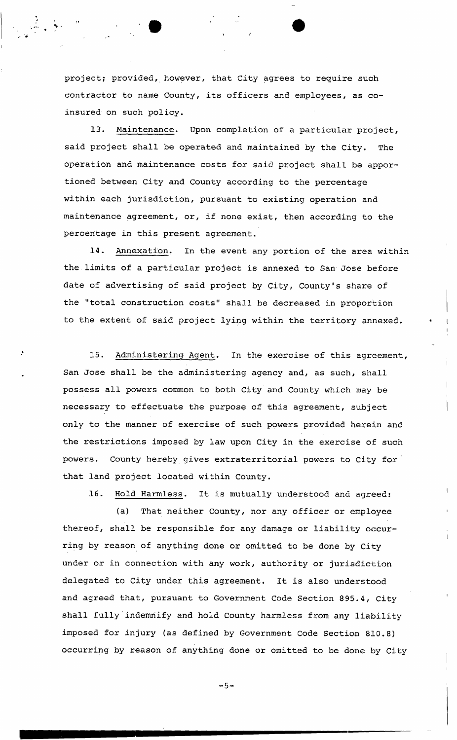project; provided, however, that City agrees to require such contractor to name County, its officers and employees, as co-insured on such policy.

13. Maintenance. Upon completion of a particular project, said project shall be operated and maintained by the City. The operation and maintenance costs for said project shall be apportioned between City and County according to the percentage within each jurisdiction, pursuant to existing operation and maintenance agreement, or, if none exist, then according to the percentage in this present agreement.

14. Annexation. In the event any portion of the area within the limits of a particular project is annexed to San Jose before date of advertising of said project by City, County's share of the "total construction costs" shall be decreased in proportion to the extent of said project lying within the territory annexed.

15. Administering Agent. In the exercise of this agreement, San Jose shall be the administering agency and, as such, shall possess all powers common to both City and County which may be necessary to effectuate the purpose of this agreement, subject only to the manner of exercise of such powers provided herein and the restrictions imposed by law upon City in the exercise of such powers. County hereby gives extraterritorial powers to City for that land project located within County.

16. Hold Harmless. It is mutually understood and agreed:

(a) That neither County, nor any officer or employee thereof, shall be responsible for any damage or liability occurring by reason of anything done or omitted to be done by City under or in connection with any work, authority or jurisdiction delegated to City under this agreement. It is also understood and agreed that, pursuant to Government Code Section 895.4, City shall fully indemnify and hold County harmless from any liability imposed for injury (as defined by Government Code Section 810.8) occurring by reason of anything done or omitted to be done by City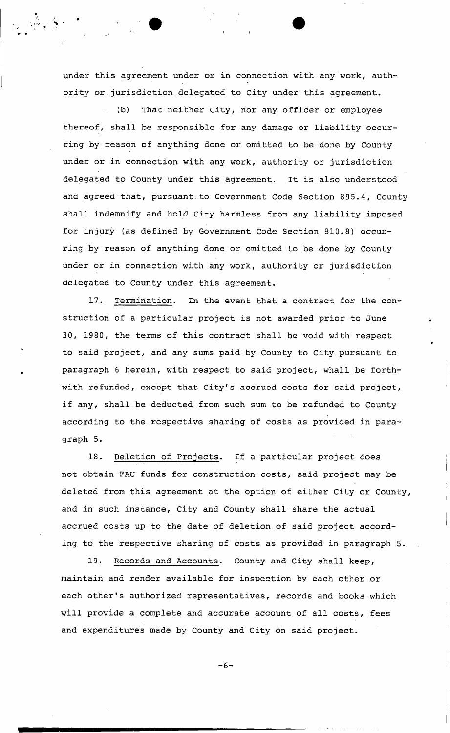under this agreement under or in connection with any work, authority or jurisdiction delegated to City under this agreement.

(b) That neither City, nor any officer or employee thereof, shall be responsible for any damage or liability occurring by reason of anything done or omitted to be done by County under or in connection with any work, authority or jurisdiction delegated to County under this agreement. It is also understood and agreed that, pursuant to Government Code Section 895.4, County shall indemnify and hold City harmless from any liability imposed for injury (as defined by Government Code Section 810.8) occurring by reason of anything done or omitted to be done by County under or in connection with any work, authority or jurisdiction delegated to County under this agreement.

17. Termination. In the event that a contract for the construction of a particular project is not awarded prior to June 30, 1980, the terms of this contract shall be void with respect to said project, and any sums paid by County to City pursuant to paragraph 6 herein, with respect to said project, whall be forthwith refunded, except that City's accrued costs for said project, if any, shall be deducted from such sum to be refunded to County according to the respective sharing of costs as provided in paragraph 5.

18. Deletion of Projects. If a particular project does not obtain FAU funds for construction costs, said project may be deleted from this agreement at the option of either City or County, and in such instance, City and County shall share the actual accrued costs up to the date of deletion of said project according to the respective sharing of costs as provided in paragraph 5.

19. Records and Accounts. County and City shall keep, maintain and render available for inspection by each other or each other's authorized representatives, records and books which will provide a complete and accurate account of all costs, fees and expenditures made by County and City on said project.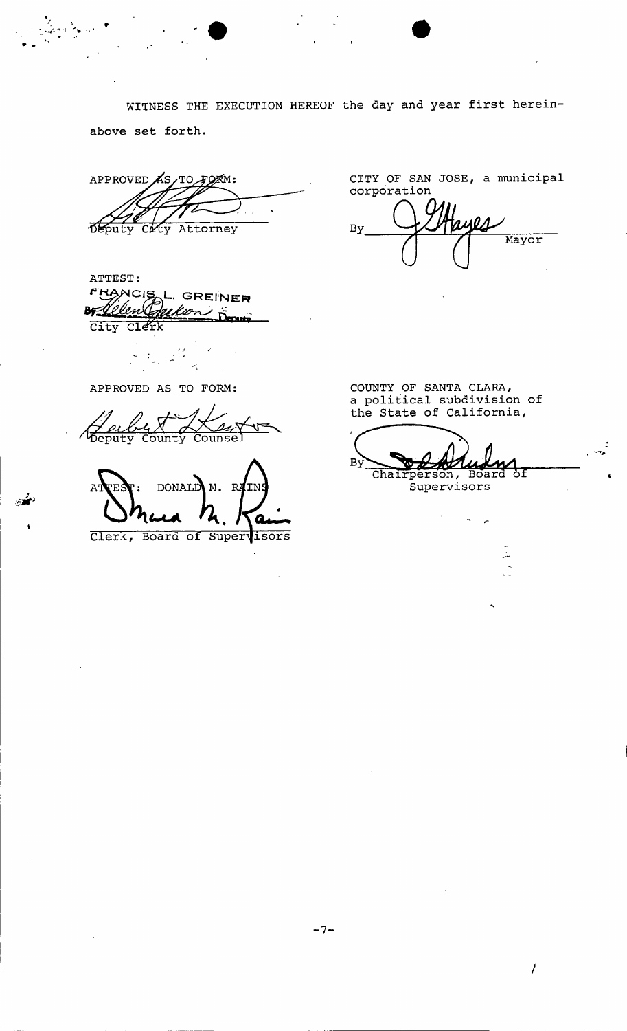WITNESS THE EXECUTION HEREOF the day and year first hereinabove set forth.

APPROVED AS TO FORM:

Deputy City Attorney

CITY OF SAN JOSE, a municipal corporation

By _______________ Mayor

ATTEST:
FRANCIS L. GREINER
By _______________ Deputy
City Clerk

APPROVED AS TO FORM:

Deputy County Counsel

COUNTY OF SANTA CLARA, a political subdivision of the State of California,

By _______________
Chairperson, Board of Supervisors

ATTEST: DONALD M. RAINS

Clerk, Board of Supervisors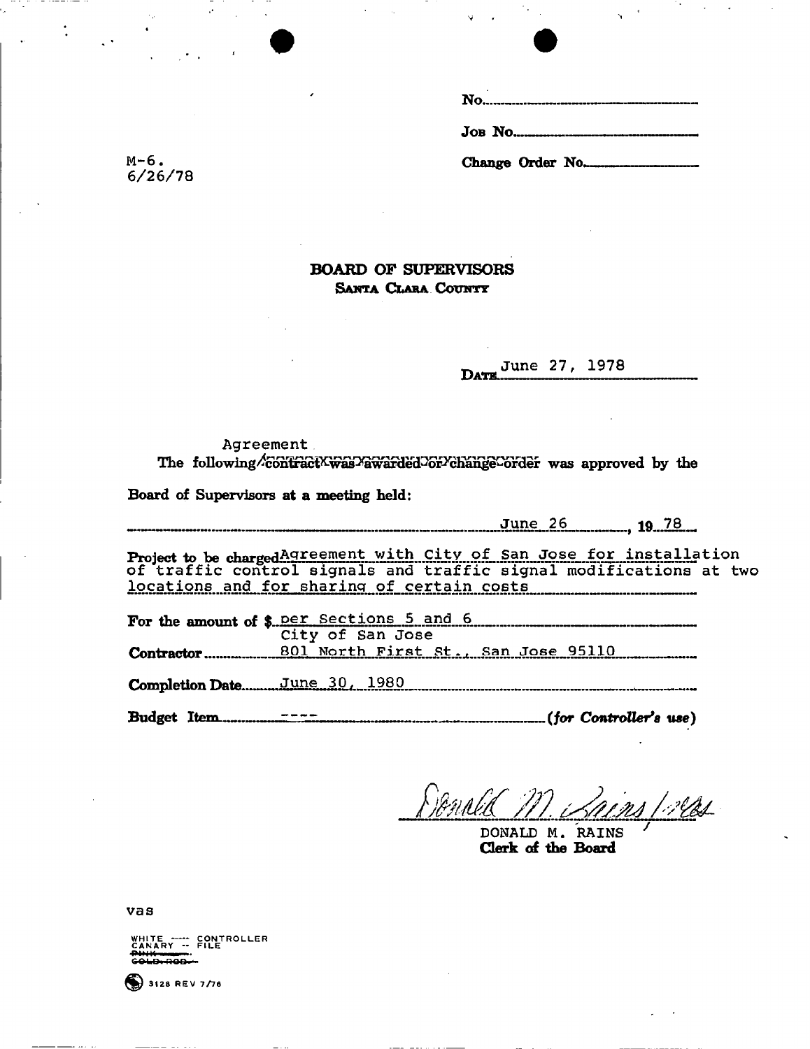No.

Job No.

M-6.
6/26/78

Change Order No.

**BOARD OF SUPERVISORS**
**Santa Clara County**

Date June 27, 1978

The following Agreement was approved by the Board of Supervisors at a meeting held:

June 26, 19 78

Project to be charged Agreement with City of San Jose for installation of traffic control signals and traffic signal modifications at two locations and for sharing of certain costs

For the amount of $ per Sections 5 and 6

Contractor City of San Jose
801 North First St., San Jose 95110

Completion Date June 30, 1980

Budget Item ---- *(for Controller's use)*

Donald M. Rains
DONALD M. RAINS
**Clerk of the Board**

vas

WHITE ---- CONTROLLER
CANARY -- FILE
~~PINK~~
~~GOLD-ROD~~

3128 REV 7/76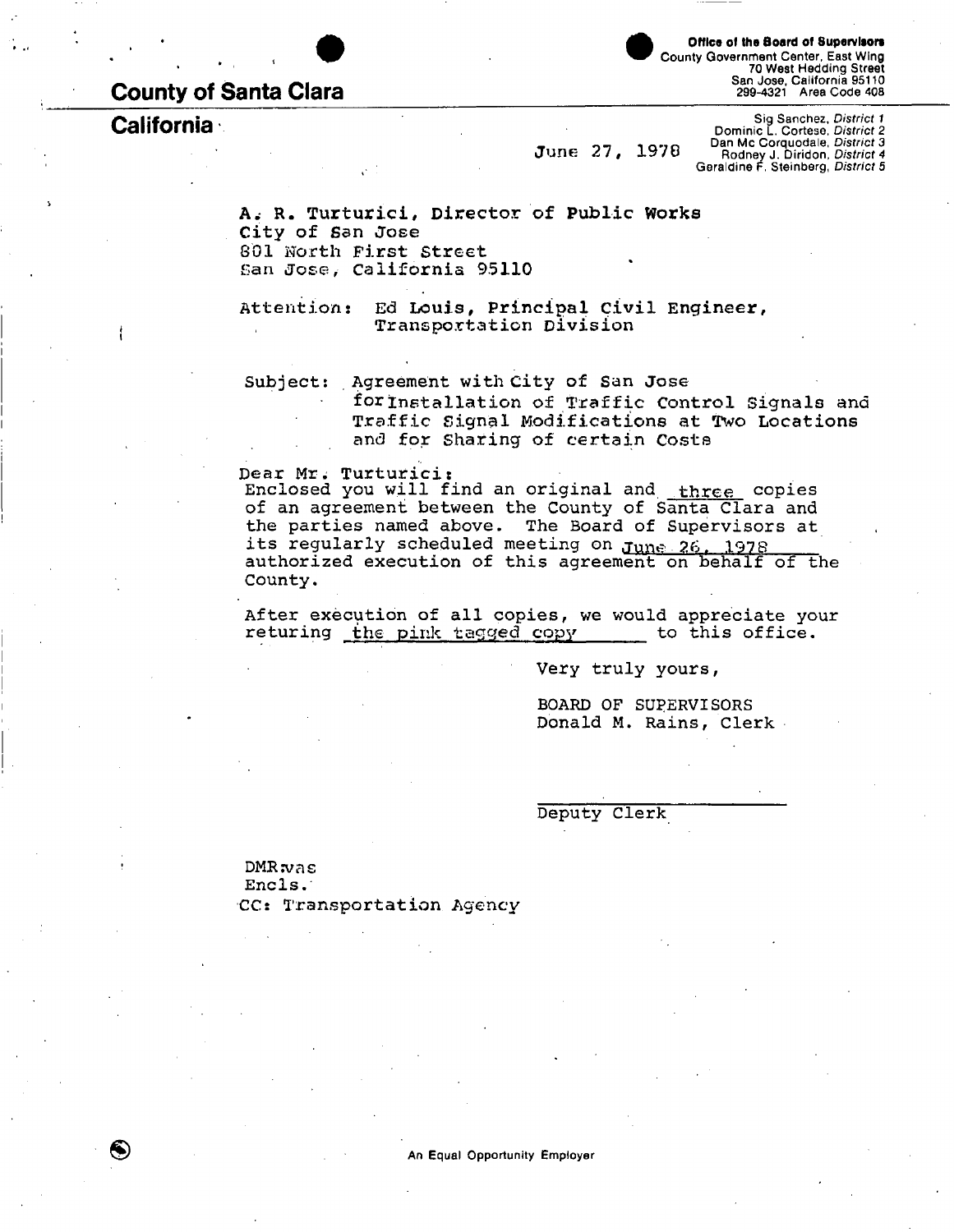Office of the Board of Supervisors
County Government Center, East Wing
70 West Hedding Street
San Jose, California 95110
299-4321 Area Code 408

# County of Santa Clara
## California

Sig Sanchez, *District 1*
Dominic L. Cortese, *District 2*
Dan Mc Corquodale, *District 3*
Rodney J. Diridon, *District 4*
Geraldine F. Steinberg, *District 5*

June 27, 1978

A. R. Turturici, Director of Public Works
City of San Jose
801 North First Street
San Jose, California 95110

Attention: Ed Louis, Principal Civil Engineer,
Transportation Division

Subject: Agreement with City of San Jose
for Installation of Traffic Control Signals and
Traffic Signal Modifications at Two Locations
and for Sharing of certain Costs

Dear Mr. Turturici:
Enclosed you will find an original and three copies of an agreement between the County of Santa Clara and the parties named above. The Board of Supervisors at its regularly scheduled meeting on June 26, 1978 authorized execution of this agreement on behalf of the County.

After execution of all copies, we would appreciate your returing the pink tagged copy to this office.

Very truly yours,

BOARD OF SUPERVISORS
Donald M. Rains, Clerk

Deputy Clerk

DMR:vas
Encls.
CC: Transportation Agency

An Equal Opportunity Employer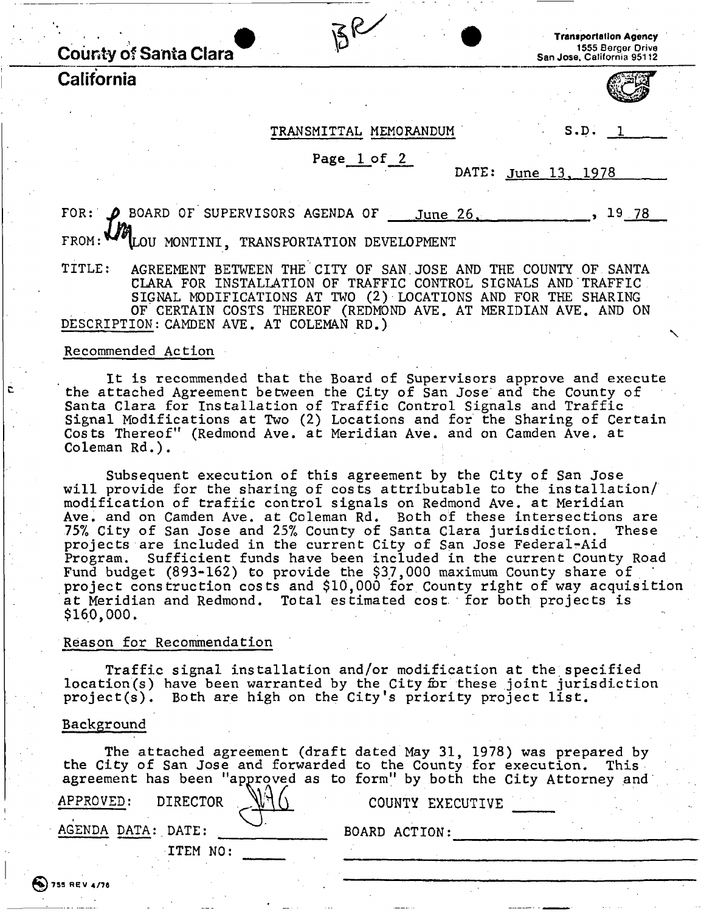County of Santa Clara

California

**Transportation Agency**
1555 Berger Drive
San Jose, California 95112

TRANSMITTAL MEMORANDUM

S.D. 1

Page 1 of 2

DATE: June 13, 1978

FOR: BOARD OF SUPERVISORS AGENDA OF June 26, 19 78

FROM: LOU MONTINI, TRANSPORTATION DEVELOPMENT

TITLE: AGREEMENT BETWEEN THE CITY OF SAN JOSE AND THE COUNTY OF SANTA CLARA FOR INSTALLATION OF TRAFFIC CONTROL SIGNALS AND TRAFFIC SIGNAL MODIFICATIONS AT TWO (2) LOCATIONS AND FOR THE SHARING OF CERTAIN COSTS THEREOF (REDMOND AVE. AT MERIDIAN AVE. AND ON

DESCRIPTION: CAMDEN AVE. AT COLEMAN RD.)

Recommended Action

It is recommended that the Board of Supervisors approve and execute the attached Agreement between the City of San Jose and the County of Santa Clara for Installation of Traffic Control Signals and Traffic Signal Modifications at Two (2) Locations and for the Sharing of Certain Costs Thereof" (Redmond Ave. at Meridian Ave. and on Camden Ave. at Coleman Rd.).

Subsequent execution of this agreement by the City of San Jose will provide for the sharing of costs attributable to the installation/modification of traffic control signals on Redmond Ave. at Meridian Ave. and on Camden Ave. at Coleman Rd. Both of these intersections are 75% City of San Jose and 25% County of Santa Clara jurisdiction. These projects are included in the current City of San Jose Federal-Aid Program. Sufficient funds have been included in the current County Road Fund budget (893-162) to provide the $37,000 maximum County share of project construction costs and $10,000 for County right of way acquisition at Meridian and Redmond. Total estimated cost for both projects is $160,000.

Reason for Recommendation

Traffic signal installation and/or modification at the specified location(s) have been warranted by the City for these joint jurisdiction project(s). Both are high on the City's priority project list.

Background

The attached agreement (draft dated May 31, 1978) was prepared by the City of San Jose and forwarded to the County for execution. This agreement has been "approved as to form" by both the City Attorney and

APPROVED: DIRECTOR COUNTY EXECUTIVE

AGENDA DATA: DATE: BOARD ACTION:

ITEM NO: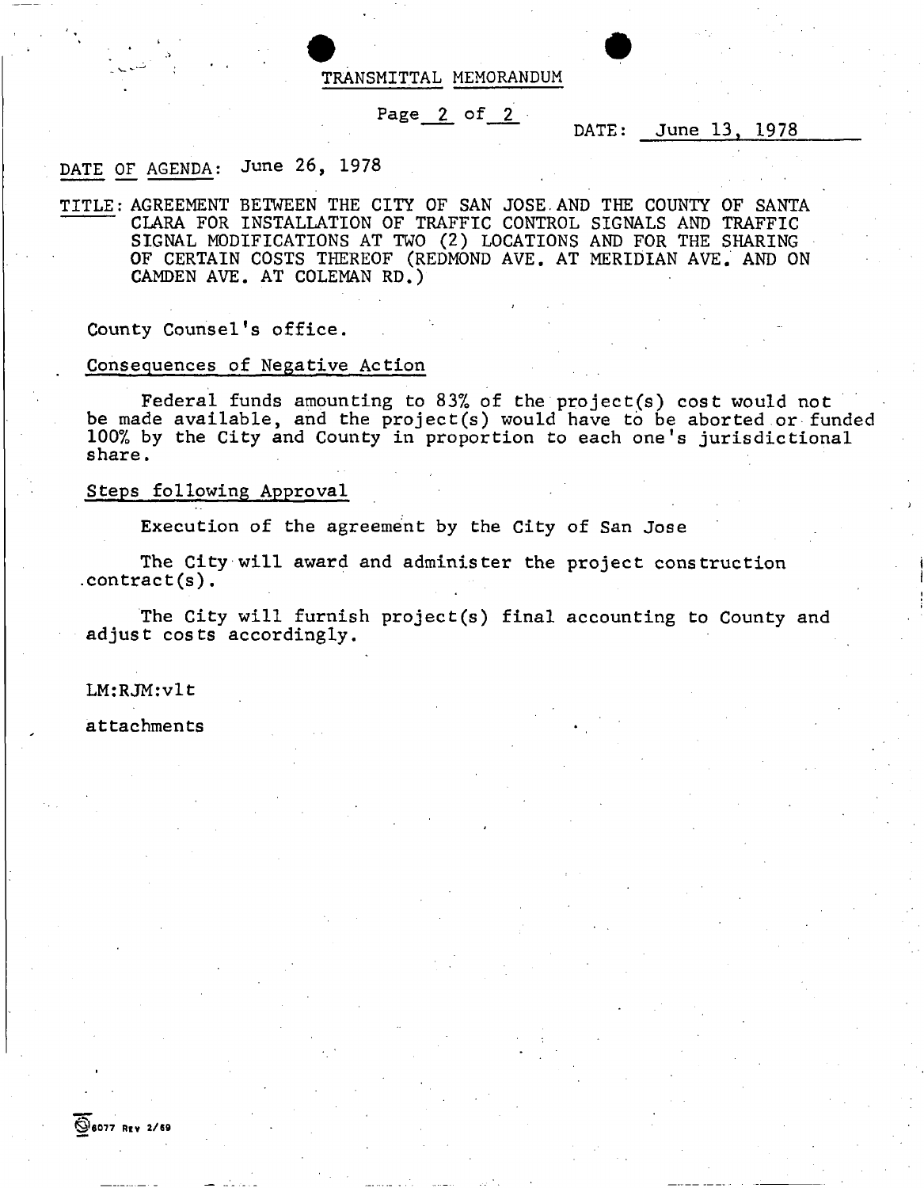# TRANSMITTAL MEMORANDUM

DATE: June 13, 1978

DATE OF AGENDA: June 26, 1978

TITLE: AGREEMENT BETWEEN THE CITY OF SAN JOSE AND THE COUNTY OF SANTA CLARA FOR INSTALLATION OF TRAFFIC CONTROL SIGNALS AND TRAFFIC SIGNAL MODIFICATIONS AT TWO (2) LOCATIONS AND FOR THE SHARING OF CERTAIN COSTS THEREOF (REDMOND AVE. AT MERIDIAN AVE. AND ON CAMDEN AVE. AT COLEMAN RD.)

County Counsel's office.

## Consequences of Negative Action

Federal funds amounting to 83% of the project(s) cost would not be made available, and the project(s) would have to be aborted or funded 100% by the City and County in proportion to each one's jurisdictional share.

## Steps following Approval

Execution of the agreement by the City of San Jose

The City will award and administer the project construction contract(s).

The City will furnish project(s) final accounting to County and adjust costs accordingly.

LM:RJM:vlt

attachments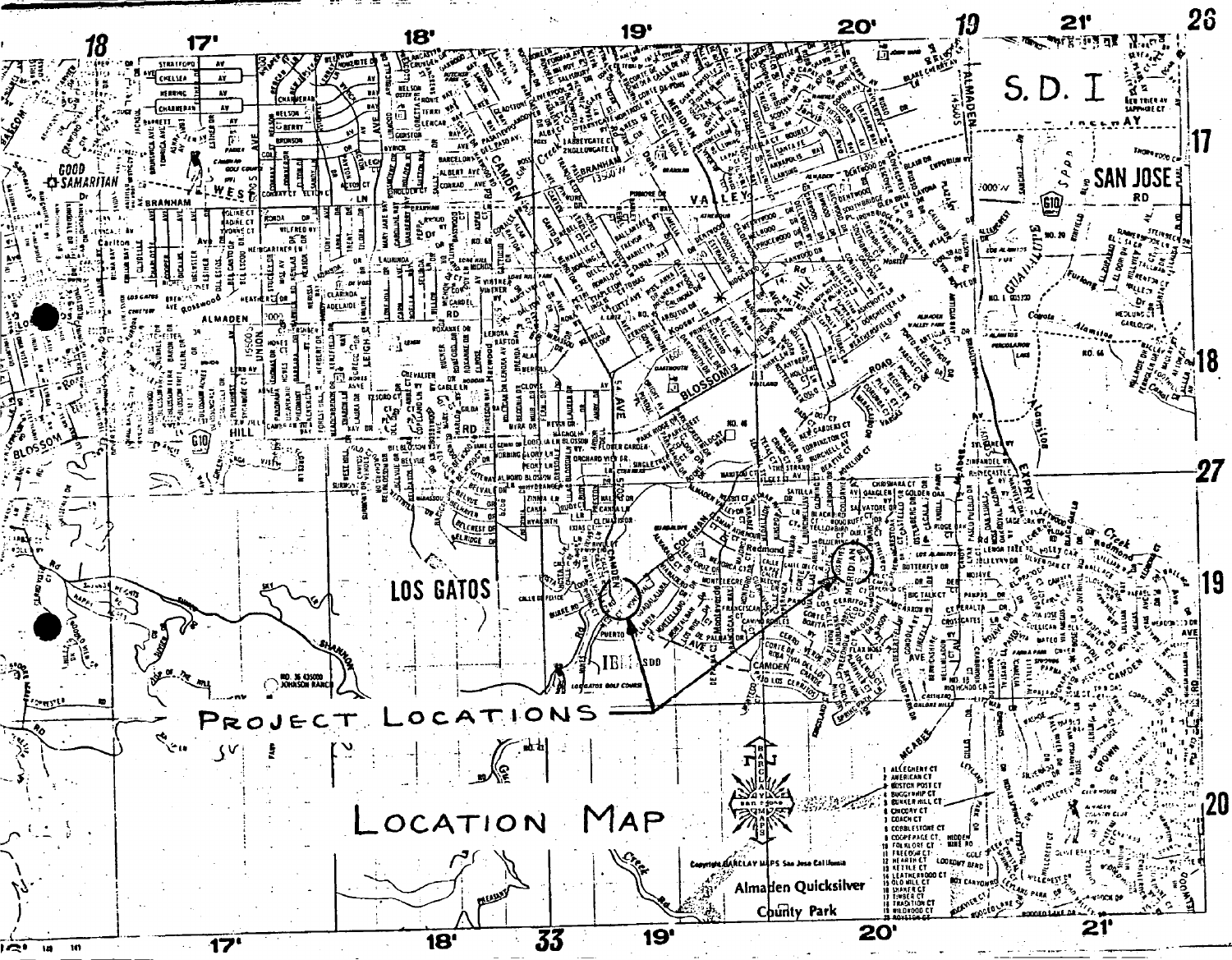PROJECT LOCATIONS

LOCATION MAP